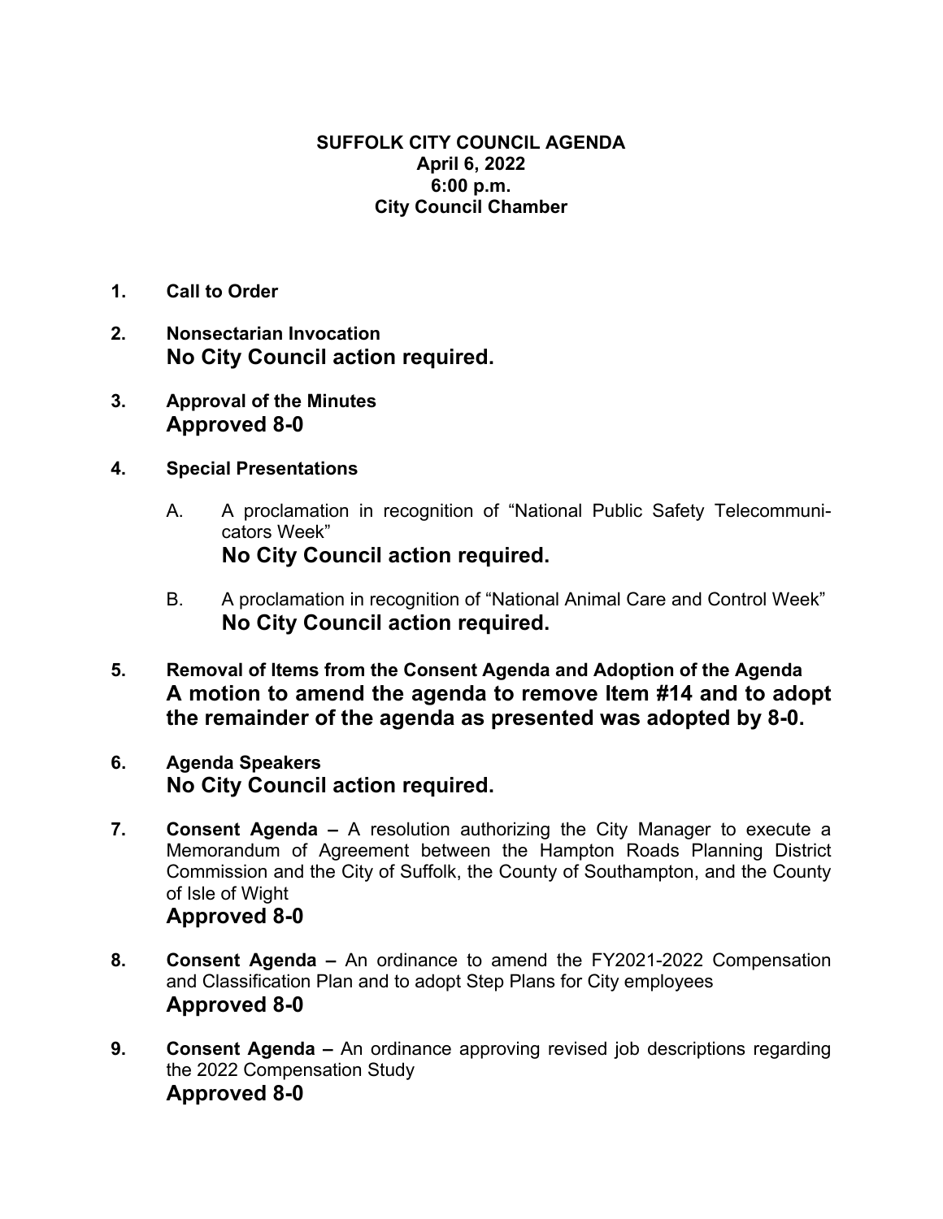**SUFFOLK CITY COUNCIL AGENDA**
**April 6, 2022**
**6:00 p.m.**
**City Council Chamber**

1. **Call to Order**

2. **Nonsectarian Invocation**
   **No City Council action required.**

3. **Approval of the Minutes**
   **Approved 8-0**

4. **Special Presentations**

   A. A proclamation in recognition of "National Public Safety Telecommunicators Week"
   **No City Council action required.**

   B. A proclamation in recognition of "National Animal Care and Control Week"
   **No City Council action required.**

5. **Removal of Items from the Consent Agenda and Adoption of the Agenda**
   **A motion to amend the agenda to remove Item #14 and to adopt the remainder of the agenda as presented was adopted by 8-0.**

6. **Agenda Speakers**
   **No City Council action required.**

7. **Consent Agenda –** A resolution authorizing the City Manager to execute a Memorandum of Agreement between the Hampton Roads Planning District Commission and the City of Suffolk, the County of Southampton, and the County of Isle of Wight
   **Approved 8-0**

8. **Consent Agenda –** An ordinance to amend the FY2021-2022 Compensation and Classification Plan and to adopt Step Plans for City employees
   **Approved 8-0**

9. **Consent Agenda –** An ordinance approving revised job descriptions regarding the 2022 Compensation Study
   **Approved 8-0**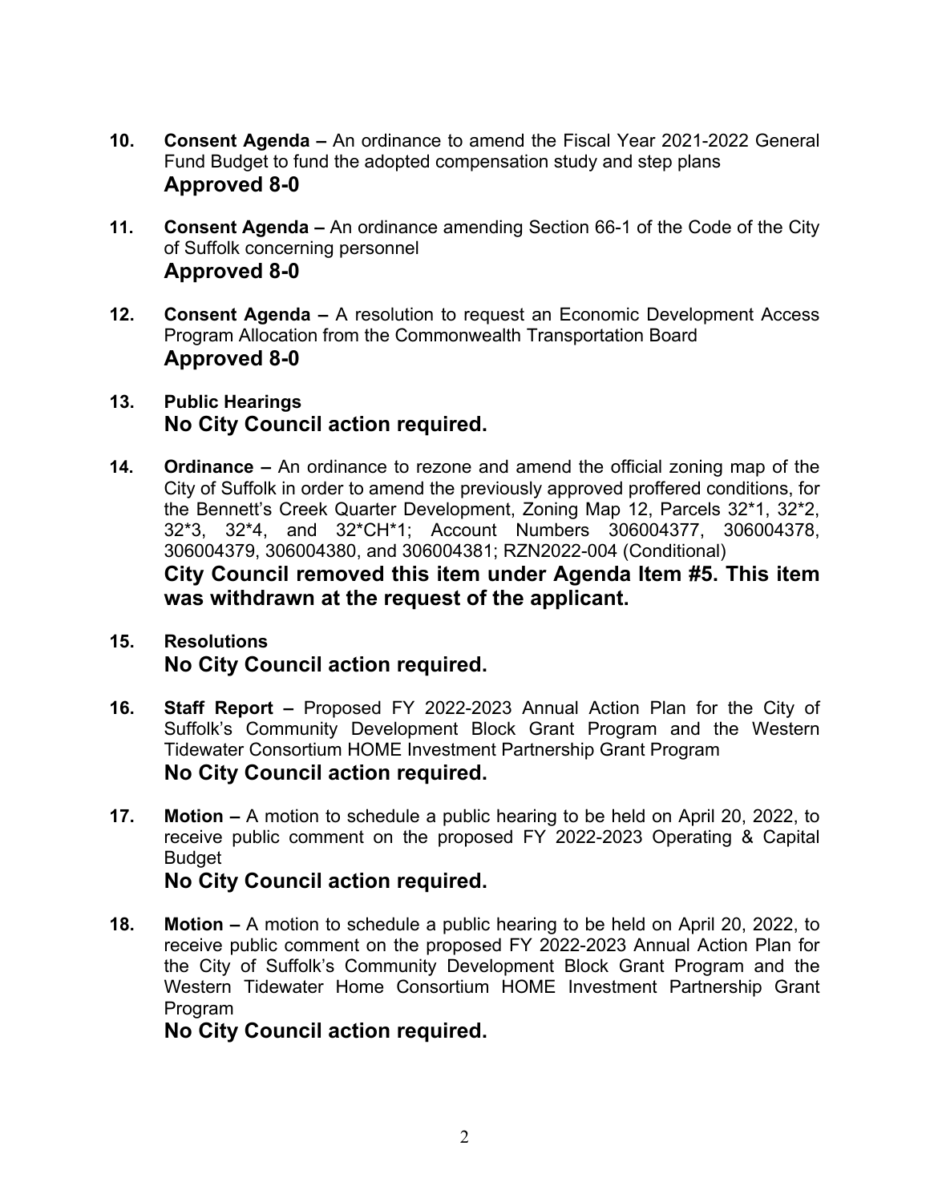10. **Consent Agenda –** An ordinance to amend the Fiscal Year 2021-2022 General Fund Budget to fund the adopted compensation study and step plans
    **Approved 8-0**

11. **Consent Agenda –** An ordinance amending Section 66-1 of the Code of the City of Suffolk concerning personnel
    **Approved 8-0**

12. **Consent Agenda –** A resolution to request an Economic Development Access Program Allocation from the Commonwealth Transportation Board
    **Approved 8-0**

13. **Public Hearings**
    **No City Council action required.**

14. **Ordinance –** An ordinance to rezone and amend the official zoning map of the City of Suffolk in order to amend the previously approved proffered conditions, for the Bennett's Creek Quarter Development, Zoning Map 12, Parcels 32*1, 32*2, 32*3, 32*4, and 32*CH*1; Account Numbers 306004377, 306004378, 306004379, 306004380, and 306004381; RZN2022-004 (Conditional)
    **City Council removed this item under Agenda Item #5. This item was withdrawn at the request of the applicant.**

15. **Resolutions**
    **No City Council action required.**

16. **Staff Report –** Proposed FY 2022-2023 Annual Action Plan for the City of Suffolk's Community Development Block Grant Program and the Western Tidewater Consortium HOME Investment Partnership Grant Program
    **No City Council action required.**

17. **Motion –** A motion to schedule a public hearing to be held on April 20, 2022, to receive public comment on the proposed FY 2022-2023 Operating & Capital Budget
    **No City Council action required.**

18. **Motion –** A motion to schedule a public hearing to be held on April 20, 2022, to receive public comment on the proposed FY 2022-2023 Annual Action Plan for the City of Suffolk's Community Development Block Grant Program and the Western Tidewater Home Consortium HOME Investment Partnership Grant Program
    **No City Council action required.**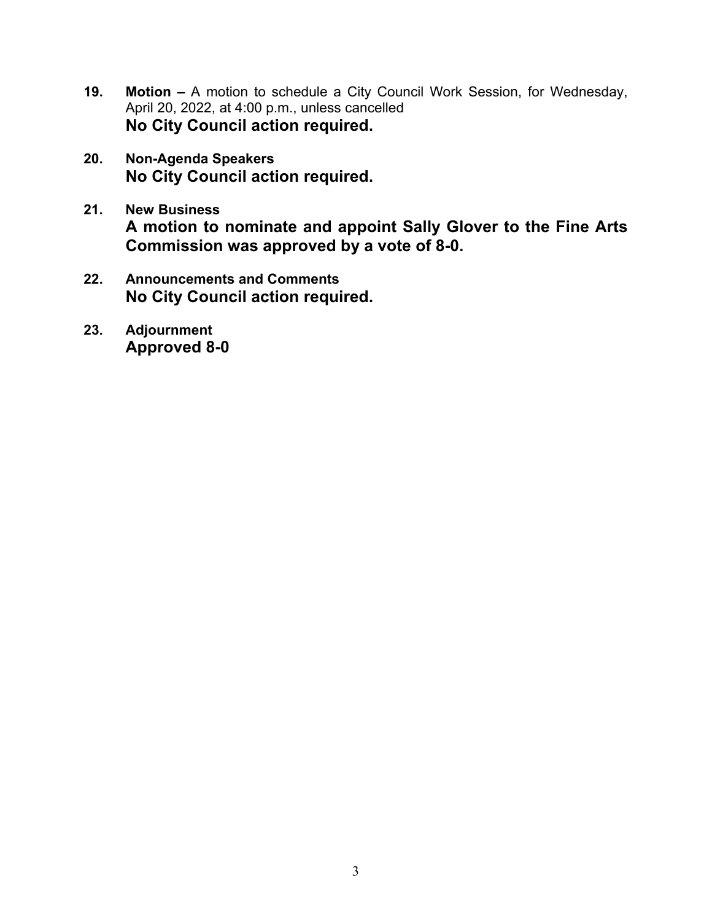**19.** **Motion –** A motion to schedule a City Council Work Session, for Wednesday, April 20, 2022, at 4:00 p.m., unless cancelled
**No City Council action required.**

**20.** **Non-Agenda Speakers**
**No City Council action required.**

**21.** **New Business**
**A motion to nominate and appoint Sally Glover to the Fine Arts Commission was approved by a vote of 8-0.**

**22.** **Announcements and Comments**
**No City Council action required.**

**23.** **Adjournment**
**Approved 8-0**